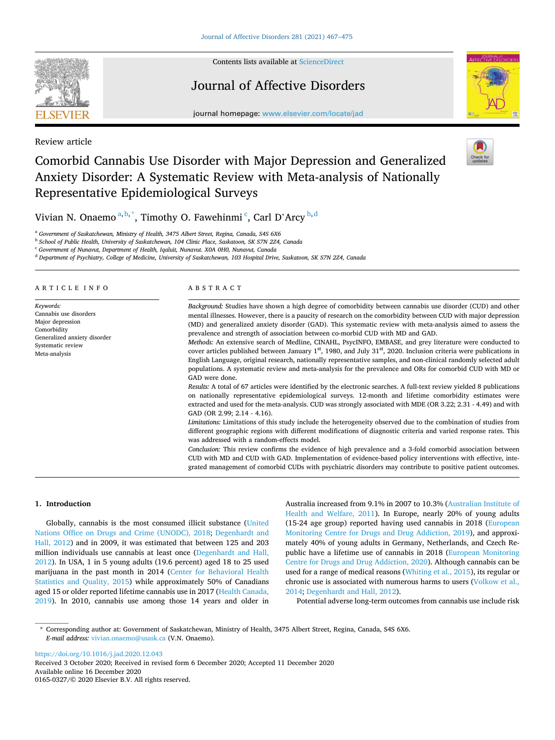Review article

# Comorbid Cannabis Use Disorder with Major Depression and Generalized Anxiety Disorder: A Systematic Review with Meta-analysis of Nationally Representative Epidemiological Surveys

Vivian N. Onaemo [a,b,*], Timothy O. Fawehinmi [c], Carl D'Arcy [b,d]

[a] Government of Saskatchewan, Ministry of Health, 3475 Albert Street, Regina, Canada, S4S 6X6
[b] School of Public Health, University of Saskatchewan, 104 Clinic Place, Saskatoon, SK S7N 2Z4, Canada
[c] Government of Nunavut, Department of Health, Iqaluit, Nunavut. X0A 0H0, Nunavut, Canada
[d] Department of Psychiatry, College of Medicine, University of Saskatchewan, 103 Hospital Drive, Saskatoon, SK S7N 2Z4, Canada

**ARTICLE INFO**

*Keywords:*
Cannabis use disorders
Major depression
Comorbidity
Generalized anxiety disorder
Systematic review
Meta-analysis

**ABSTRACT**

*Background:* Studies have shown a high degree of comorbidity between cannabis use disorder (CUD) and other mental illnesses. However, there is a paucity of research on the comorbidity between CUD with major depression (MD) and generalized anxiety disorder (GAD). This systematic review with meta-analysis aimed to assess the prevalence and strength of association between co-morbid CUD with MD and GAD.

*Methods:* An extensive search of Medline, CINAHL, PsycINFO, EMBASE, and grey literature were conducted to cover articles published between January 1st, 1980, and July 31st, 2020. Inclusion criteria were publications in English Language, original research, nationally representative samples, and non-clinical randomly selected adult populations. A systematic review and meta-analysis for the prevalence and ORs for comorbid CUD with MD or GAD were done.

*Results:* A total of 67 articles were identified by the electronic searches. A full-text review yielded 8 publications on nationally representative epidemiological surveys. 12-month and lifetime comorbidity estimates were extracted and used for the meta-analysis. CUD was strongly associated with MDE (OR 3.22; 2.31 - 4.49) and with GAD (OR 2.99; 2.14 - 4.16).

*Limitations:* Limitations of this study include the heterogeneity observed due to the combination of studies from different geographic regions with different modifications of diagnostic criteria and varied response rates. This was addressed with a random-effects model.

*Conclusion:* This review confirms the evidence of high prevalence and a 3-fold comorbid association between CUD with MD and CUD with GAD. Implementation of evidence-based policy interventions with effective, integrated management of comorbid CUDs with psychiatric disorders may contribute to positive patient outcomes.

## 1. Introduction

Globally, cannabis is the most consumed illicit substance (United Nations Office on Drugs and Crime (UNODC), 2018; Degenhardt and Hall, 2012) and in 2009, it was estimated that between 125 and 203 million individuals use cannabis at least once (Degenhardt and Hall, 2012). In USA, 1 in 5 young adults (19.6 percent) aged 18 to 25 used marijuana in the past month in 2014 (Center for Behavioral Health Statistics and Quality, 2015) while approximately 50% of Canadians aged 15 or older reported lifetime cannabis use in 2017 (Health Canada, 2019). In 2010, cannabis use among those 14 years and older in Australia increased from 9.1% in 2007 to 10.3% (Australian Institute of Health and Welfare, 2011). In Europe, nearly 20% of young adults (15-24 age group) reported having used cannabis in 2018 (European Monitoring Centre for Drugs and Drug Addiction, 2019), and approximately 40% of young adults in Germany, Netherlands, and Czech Republic have a lifetime use of cannabis in 2018 (European Monitoring Centre for Drugs and Drug Addiction, 2020). Although cannabis can be used for a range of medical reasons (Whiting et al., 2015), its regular or chronic use is associated with numerous harms to users (Volkow et al., 2014; Degenhardt and Hall, 2012).

Potential adverse long-term outcomes from cannabis use include risk

* Corresponding author at: Government of Saskatchewan, Ministry of Health, 3475 Albert Street, Regina, Canada, S4S 6X6.
*E-mail address:* vivian.onaemo@usask.ca (V.N. Onaemo).

https://doi.org/10.1016/j.jad.2020.12.043
Received 3 October 2020; Received in revised form 6 December 2020; Accepted 11 December 2020
Available online 16 December 2020
0165-0327/© 2020 Elsevier B.V. All rights reserved.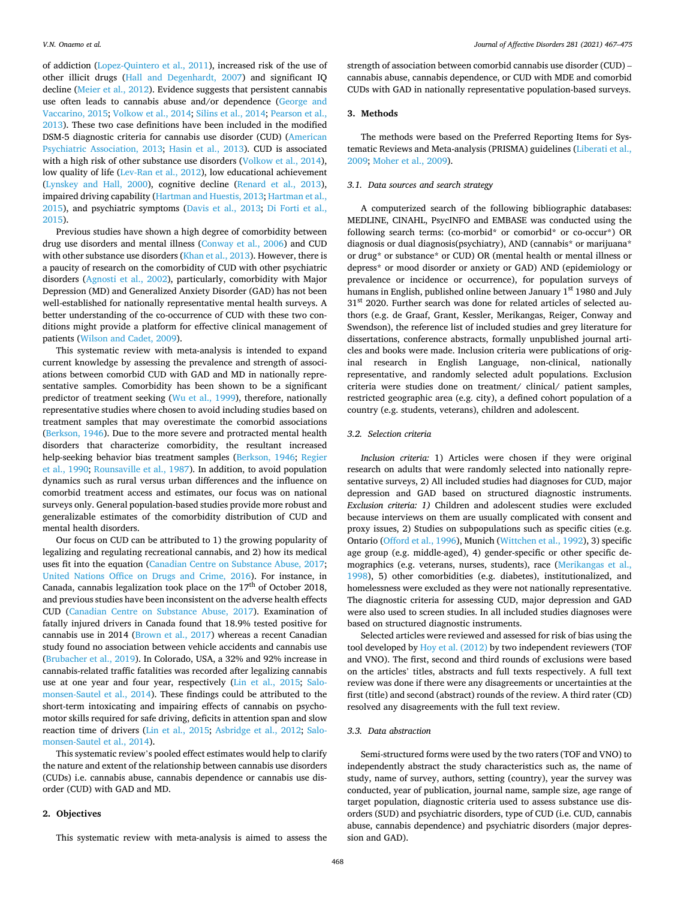of addiction (Lopez-Quintero et al., 2011), increased risk of the use of other illicit drugs (Hall and Degenhardt, 2007) and significant IQ decline (Meier et al., 2012). Evidence suggests that persistent cannabis use often leads to cannabis abuse and/or dependence (George and Vaccarino, 2015; Volkow et al., 2014; Silins et al., 2014; Pearson et al., 2013). These two case definitions have been included in the modified DSM-5 diagnostic criteria for cannabis use disorder (CUD) (American Psychiatric Association, 2013; Hasin et al., 2013). CUD is associated with a high risk of other substance use disorders (Volkow et al., 2014), low quality of life (Lev-Ran et al., 2012), low educational achievement (Lynskey and Hall, 2000), cognitive decline (Renard et al., 2013), impaired driving capability (Hartman and Huestis, 2013; Hartman et al., 2015), and psychiatric symptoms (Davis et al., 2013; Di Forti et al., 2015).

Previous studies have shown a high degree of comorbidity between drug use disorders and mental illness (Conway et al., 2006) and CUD with other substance use disorders (Khan et al., 2013). However, there is a paucity of research on the comorbidity of CUD with other psychiatric disorders (Agnosti et al., 2002), particularly, comorbidity with Major Depression (MD) and Generalized Anxiety Disorder (GAD) has not been well-established for nationally representative mental health surveys. A better understanding of the co-occurrence of CUD with these two conditions might provide a platform for effective clinical management of patients (Wilson and Cadet, 2009).

This systematic review with meta-analysis is intended to expand current knowledge by assessing the prevalence and strength of associations between comorbid CUD with GAD and MD in nationally representative samples. Comorbidity has been shown to be a significant predictor of treatment seeking (Wu et al., 1999), therefore, nationally representative studies where chosen to avoid including studies based on treatment samples that may overestimate the comorbid associations (Berkson, 1946). Due to the more severe and protracted mental health disorders that characterize comorbidity, the resultant increased help-seeking behavior bias treatment samples (Berkson, 1946; Regier et al., 1990; Rounsaville et al., 1987). In addition, to avoid population dynamics such as rural versus urban differences and the influence on comorbid treatment access and estimates, our focus was on national surveys only. General population-based studies provide more robust and generalizable estimates of the comorbidity distribution of CUD and mental health disorders.

Our focus on CUD can be attributed to 1) the growing popularity of legalizing and regulating recreational cannabis, and 2) how its medical uses fit into the equation (Canadian Centre on Substance Abuse, 2017; United Nations Office on Drugs and Crime, 2016). For instance, in Canada, cannabis legalization took place on the 17th of October 2018, and previous studies have been inconsistent on the adverse health effects CUD (Canadian Centre on Substance Abuse, 2017). Examination of fatally injured drivers in Canada found that 18.9% tested positive for cannabis use in 2014 (Brown et al., 2017) whereas a recent Canadian study found no association between vehicle accidents and cannabis use (Brubacher et al., 2019). In Colorado, USA, a 32% and 92% increase in cannabis-related traffic fatalities was recorded after legalizing cannabis use at one year and four year, respectively (Lin et al., 2015; Salomonsen-Sautel et al., 2014). These findings could be attributed to the short-term intoxicating and impairing effects of cannabis on psychomotor skills required for safe driving, deficits in attention span and slow reaction time of drivers (Lin et al., 2015; Asbridge et al., 2012; Salomonsen-Sautel et al., 2014).

This systematic review's pooled effect estimates would help to clarify the nature and extent of the relationship between cannabis use disorders (CUDs) i.e. cannabis abuse, cannabis dependence or cannabis use disorder (CUD) with GAD and MD.

## 2. Objectives

This systematic review with meta-analysis is aimed to assess the strength of association between comorbid cannabis use disorder (CUD) – cannabis abuse, cannabis dependence, or CUD with MDE and comorbid CUDs with GAD in nationally representative population-based surveys.

## 3. Methods

The methods were based on the Preferred Reporting Items for Systematic Reviews and Meta-analysis (PRISMA) guidelines (Liberati et al., 2009; Moher et al., 2009).

### 3.1. Data sources and search strategy

A computerized search of the following bibliographic databases: MEDLINE, CINAHL, PsycINFO and EMBASE was conducted using the following search terms: (co-morbid* or comorbid* or co-occur*) OR diagnosis or dual diagnosis(psychiatry), AND (cannabis* or marijuana* or drug* or substance* or CUD) OR (mental health or mental illness or depress* or mood disorder or anxiety or GAD) AND (epidemiology or prevalence or incidence or occurrence), for population surveys of humans in English, published online between January 1st 1980 and July 31st 2020. Further search was done for related articles of selected authors (e.g. de Graaf, Grant, Kessler, Merikangas, Reiger, Conway and Swendson), the reference list of included studies and grey literature for dissertations, conference abstracts, formally unpublished journal articles and books were made. Inclusion criteria were publications of original research in English Language, non-clinical, nationally representative, and randomly selected adult populations. Exclusion criteria were studies done on treatment/ clinical/ patient samples, restricted geographic area (e.g. city), a defined cohort population of a country (e.g. students, veterans), children and adolescent.

### 3.2. Selection criteria

*Inclusion criteria:* 1) Articles were chosen if they were original research on adults that were randomly selected into nationally representative surveys, 2) All included studies had diagnoses for CUD, major depression and GAD based on structured diagnostic instruments. *Exclusion criteria: 1)* Children and adolescent studies were excluded because interviews on them are usually complicated with consent and proxy issues, 2) Studies on subpopulations such as specific cities (e.g. Ontario (Offord et al., 1996), Munich (Wittchen et al., 1992), 3) specific age group (e.g. middle-aged), 4) gender-specific or other specific demographics (e.g. veterans, nurses, students), race (Merikangas et al., 1998), 5) other comorbidities (e.g. diabetes), institutionalized, and homelessness were excluded as they were not nationally representative. The diagnostic criteria for assessing CUD, major depression and GAD were also used to screen studies. In all included studies diagnoses were based on structured diagnostic instruments.

Selected articles were reviewed and assessed for risk of bias using the tool developed by Hoy et al. (2012) by two independent reviewers (TOF and VNO). The first, second and third rounds of exclusions were based on the articles' titles, abstracts and full texts respectively. A full text review was done if there were any disagreements or uncertainties at the first (title) and second (abstract) rounds of the review. A third rater (CD) resolved any disagreements with the full text review.

### 3.3. Data abstraction

Semi-structured forms were used by the two raters (TOF and VNO) to independently abstract the study characteristics such as, the name of study, name of survey, authors, setting (country), year the survey was conducted, year of publication, journal name, sample size, age range of target population, diagnostic criteria used to assess substance use disorders (SUD) and psychiatric disorders, type of CUD (i.e. CUD, cannabis abuse, cannabis dependence) and psychiatric disorders (major depression and GAD).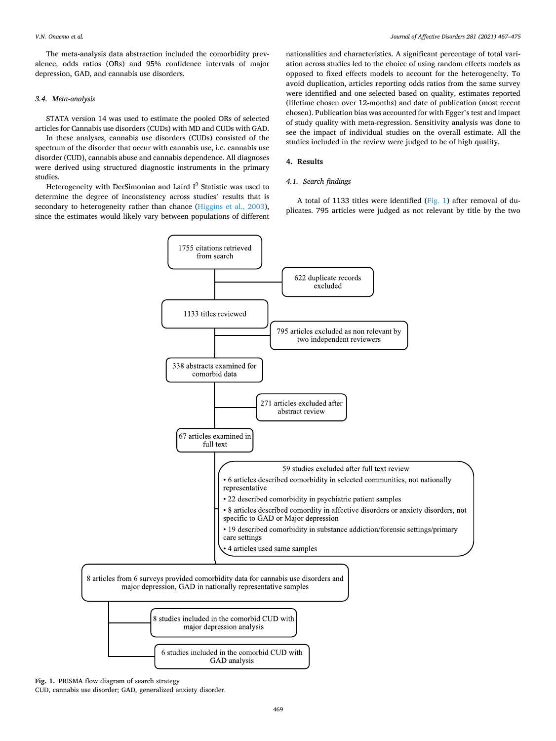The meta-analysis data abstraction included the comorbidity prevalence, odds ratios (ORs) and 95% confidence intervals of major depression, GAD, and cannabis use disorders.

### 3.4. Meta-analysis

STATA version 14 was used to estimate the pooled ORs of selected articles for Cannabis use disorders (CUDs) with MD and CUDs with GAD.

In these analyses, cannabis use disorders (CUDs) consisted of the spectrum of the disorder that occur with cannabis use, i.e. cannabis use disorder (CUD), cannabis abuse and cannabis dependence. All diagnoses were derived using structured diagnostic instruments in the primary studies.

Heterogeneity with DerSimonian and Laird $I^2$ Statistic was used to determine the degree of inconsistency across studies' results that is secondary to heterogeneity rather than chance (Higgins et al., 2003), since the estimates would likely vary between populations of different nationalities and characteristics. A significant percentage of total variation across studies led to the choice of using random effects models as opposed to fixed effects models to account for the heterogeneity. To avoid duplication, articles reporting odds ratios from the same survey were identified and one selected based on quality, estimates reported (lifetime chosen over 12-months) and date of publication (most recent chosen). Publication bias was accounted for with Egger's test and impact of study quality with meta-regression. Sensitivity analysis was done to see the impact of individual studies on the overall estimate. All the studies included in the review were judged to be of high quality.

## 4. Results

### 4.1. Search findings

A total of 1133 titles were identified (Fig. 1) after removal of duplicates. 795 articles were judged as not relevant by title by the two

- 1755 citations retrieved from search
  - 622 duplicate records excluded
- 1133 titles reviewed
  - 795 articles excluded as non relevant by two independent reviewers
- 338 abstracts examined for comorbid data
  - 271 articles excluded after abstract review
- 67 articles examined in full text
  - 59 studies excluded after full text review
    - 6 articles described comorbidity in selected communities, not nationally representative
    - 22 described comorbidity in psychiatric patient samples
    - 8 articles described comordity in affective disorders or anxiety disorders, not specific to GAD or Major depression
    - 19 described comorbidity in substance addiction/forensic settings/primary care settings
    - 4 articles used same samples
- 8 articles from 6 surveys provided comorbidity data for cannabis use disorders and major depression, GAD in nationally representative samples
  - 8 studies included in the comorbid CUD with major depression analysis
  - 6 studies included in the comorbid CUD with GAD analysis

**Fig. 1.** PRISMA flow diagram of search strategy
CUD, cannabis use disorder; GAD, generalized anxiety disorder.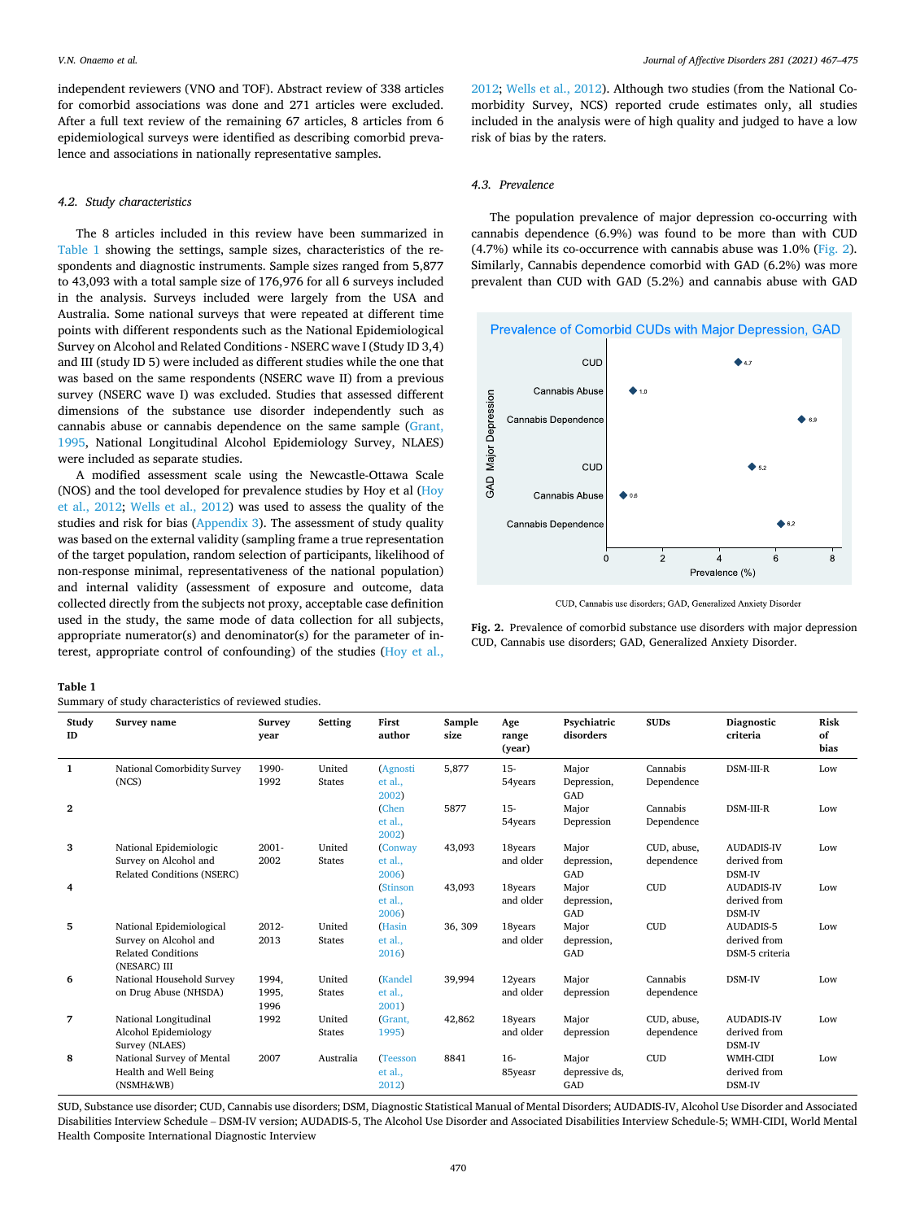independent reviewers (VNO and TOF). Abstract review of 338 articles for comorbid associations was done and 271 articles were excluded. After a full text review of the remaining 67 articles, 8 articles from 6 epidemiological surveys were identified as describing comorbid prevalence and associations in nationally representative samples.

### 4.2. Study characteristics

The 8 articles included in this review have been summarized in Table 1 showing the settings, sample sizes, characteristics of the respondents and diagnostic instruments. Sample sizes ranged from 5,877 to 43,093 with a total sample size of 176,976 for all 6 surveys included in the analysis. Surveys included were largely from the USA and Australia. Some national surveys that were repeated at different time points with different respondents such as the National Epidemiological Survey on Alcohol and Related Conditions - NSERC wave I (Study ID 3,4) and III (study ID 5) were included as different studies while the one that was based on the same respondents (NSERC wave II) from a previous survey (NSERC wave I) was excluded. Studies that assessed different dimensions of the substance use disorder independently such as cannabis abuse or cannabis dependence on the same sample (Grant, 1995, National Longitudinal Alcohol Epidemiology Survey, NLAES) were included as separate studies.

A modified assessment scale using the Newcastle-Ottawa Scale (NOS) and the tool developed for prevalence studies by Hoy et al (Hoy et al., 2012; Wells et al., 2012) was used to assess the quality of the studies and risk for bias (Appendix 3). The assessment of study quality was based on the external validity (sampling frame a true representation of the target population, random selection of participants, likelihood of non-response minimal, representativeness of the national population) and internal validity (assessment of exposure and outcome, data collected directly from the subjects not proxy, acceptable case definition used in the study, the same mode of data collection for all subjects, appropriate numerator(s) and denominator(s) for the parameter of interest, appropriate control of confounding) of the studies (Hoy et al., 2012; Wells et al., 2012). Although two studies (from the National Comorbidity Survey, NCS) reported crude estimates only, all studies included in the analysis were of high quality and judged to have a low risk of bias by the raters.

### 4.3. Prevalence

The population prevalence of major depression co-occurring with cannabis dependence (6.9%) was found to be more than with CUD (4.7%) while its co-occurrence with cannabis abuse was 1.0% (Fig. 2). Similarly, Cannabis dependence comorbid with GAD (6.2%) was more prevalent than CUD with GAD (5.2%) and cannabis abuse with GAD

Prevalence of Comorbid CUDs with Major Depression, GAD

| GAD / Major Depression | Disorder | Prevalence (%) |
|---|---|---|
| Major Depression | CUD | 4.7 |
| Major Depression | Cannabis Abuse | 1.0 |
| Major Depression | Cannabis Dependence | 6.9 |
| GAD | CUD | 5.2 |
| GAD | Cannabis Abuse | 0.6 |
| GAD | Cannabis Dependence | 6.2 |

CUD, Cannabis use disorders; GAD, Generalized Anxiety Disorder

**Fig. 2.** Prevalence of comorbid substance use disorders with major depression CUD, Cannabis use disorders; GAD, Generalized Anxiety Disorder.

**Table 1**
Summary of study characteristics of reviewed studies.

| Study ID | Survey name | Survey year | Setting | First author | Sample size | Age range (year) | Psychiatric disorders | SUDs | Diagnostic criteria | Risk of bias |
|---|---|---|---|---|---|---|---|---|---|---|
| 1 | National Comorbidity Survey (NCS) | 1990-1992 | United States | (Agnosti et al., 2002) | 5,877 | 15-54years | Major Depression, GAD | Cannabis Dependence | DSM-III-R | Low |
| 2 | | | | (Chen et al., 2002) | 5877 | 15-54years | Major Depression | Cannabis Dependence | DSM-III-R | Low |
| 3 | National Epidemiologic Survey on Alcohol and Related Conditions (NSERC) | 2001-2002 | United States | (Conway et al., 2006) | 43,093 | 18years and older | Major depression, GAD | CUD, abuse, dependence | AUDADIS-IV derived from DSM-IV | Low |
| 4 | | | | (Stinson et al., 2006) | 43,093 | 18years and older | Major depression, GAD | CUD | AUDADIS-IV derived from DSM-IV | Low |
| 5 | National Epidemiological Survey on Alcohol and Related Conditions (NESARC) III | 2012-2013 | United States | (Hasin et al., 2016) | 36, 309 | 18years and older | Major depression, GAD | CUD | AUDADIS-5 derived from DSM-5 criteria | Low |
| 6 | National Household Survey on Drug Abuse (NHSDA) | 1994, 1995, 1996 | United States | (Kandel et al., 2001) | 39,994 | 12years and older | Major depression | Cannabis dependence | DSM-IV | Low |
| 7 | National Longitudinal Alcohol Epidemiology Survey (NLAES) | 1992 | United States | (Grant, 1995) | 42,862 | 18years and older | Major depression | CUD, abuse, dependence | AUDADIS-IV derived from DSM-IV | Low |
| 8 | National Survey of Mental Health and Well Being (NSMH&WB) | 2007 | Australia | (Teesson et al., 2012) | 8841 | 16-85yeasr | Major depressive ds, GAD | CUD | WMH-CIDI derived from DSM-IV | Low |

SUD, Substance use disorder; CUD, Cannabis use disorders; DSM, Diagnostic Statistical Manual of Mental Disorders; AUDADIS-IV, Alcohol Use Disorder and Associated Disabilities Interview Schedule – DSM-IV version; AUDADIS-5, The Alcohol Use Disorder and Associated Disabilities Interview Schedule-5; WMH-CIDI, World Mental Health Composite International Diagnostic Interview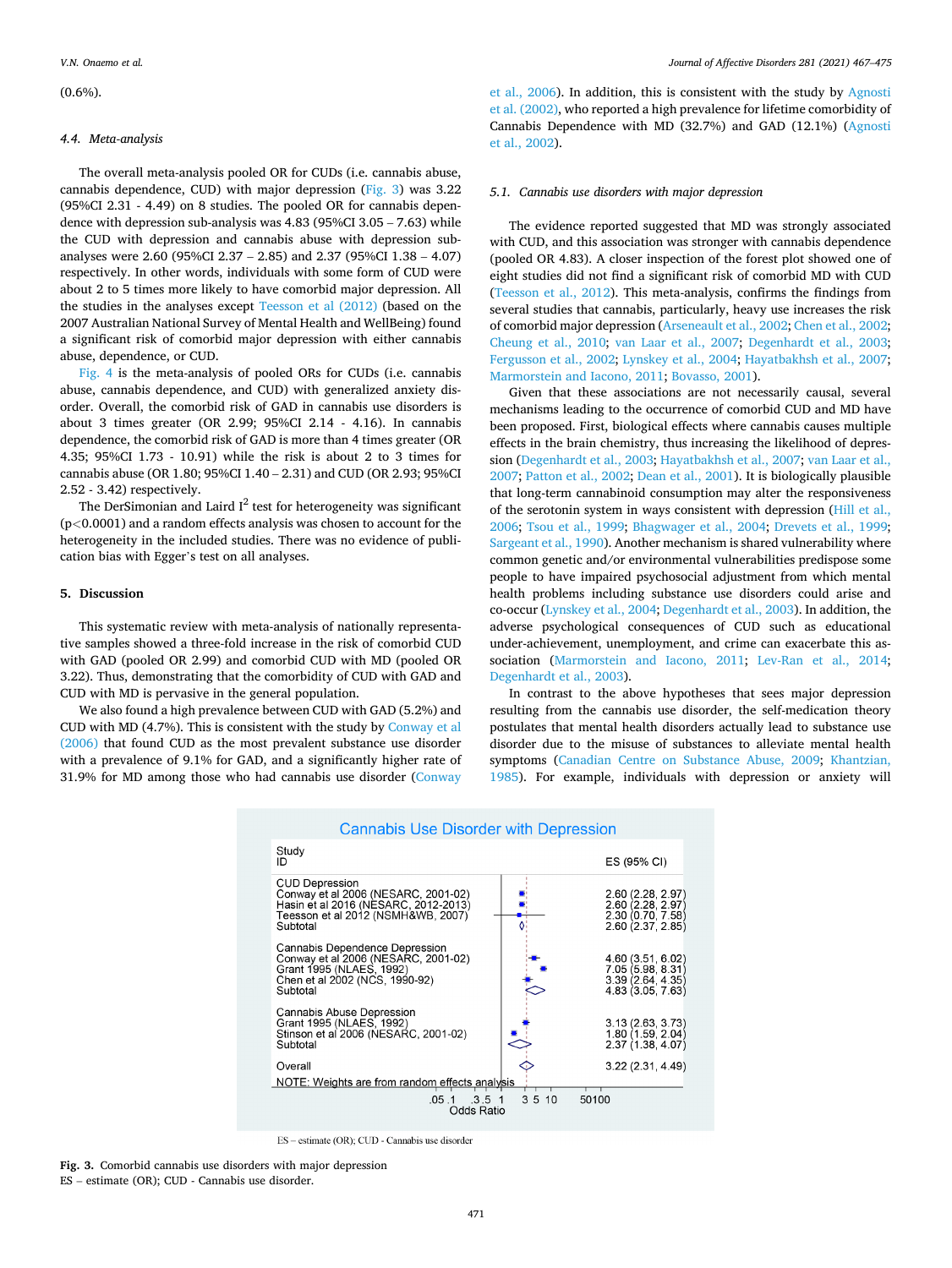(0.6%).

### 4.4. Meta-analysis

The overall meta-analysis pooled OR for CUDs (i.e. cannabis abuse, cannabis dependence, CUD) with major depression (Fig. 3) was 3.22 (95%CI 2.31 - 4.49) on 8 studies. The pooled OR for cannabis dependence with depression sub-analysis was 4.83 (95%CI 3.05 – 7.63) while the CUD with depression and cannabis abuse with depression sub-analyses were 2.60 (95%CI 2.37 – 2.85) and 2.37 (95%CI 1.38 – 4.07) respectively. In other words, individuals with some form of CUD were about 2 to 5 times more likely to have comorbid major depression. All the studies in the analyses except Teesson et al (2012) (based on the 2007 Australian National Survey of Mental Health and WellBeing) found a significant risk of comorbid major depression with either cannabis abuse, dependence, or CUD.

Fig. 4 is the meta-analysis of pooled ORs for CUDs (i.e. cannabis abuse, cannabis dependence, and CUD) with generalized anxiety disorder. Overall, the comorbid risk of GAD in cannabis use disorders is about 3 times greater (OR 2.99; 95%CI 2.14 - 4.16). In cannabis dependence, the comorbid risk of GAD is more than 4 times greater (OR 4.35; 95%CI 1.73 - 10.91) while the risk is about 2 to 3 times for cannabis abuse (OR 1.80; 95%CI 1.40 – 2.31) and CUD (OR 2.93; 95%CI 2.52 - 3.42) respectively.

The DerSimonian and Laird $I^2$ test for heterogeneity was significant ($p<0.0001$) and a random effects analysis was chosen to account for the heterogeneity in the included studies. There was no evidence of publication bias with Egger's test on all analyses.

## 5. Discussion

This systematic review with meta-analysis of nationally representative samples showed a three-fold increase in the risk of comorbid CUD with GAD (pooled OR 2.99) and comorbid CUD with MD (pooled OR 3.22). Thus, demonstrating that the comorbidity of CUD with GAD and CUD with MD is pervasive in the general population.

We also found a high prevalence between CUD with GAD (5.2%) and CUD with MD (4.7%). This is consistent with the study by Conway et al (2006) that found CUD as the most prevalent substance use disorder with a prevalence of 9.1% for GAD, and a significantly higher rate of 31.9% for MD among those who had cannabis use disorder (Conway et al., 2006). In addition, this is consistent with the study by Agnosti et al. (2002), who reported a high prevalence for lifetime comorbidity of Cannabis Dependence with MD (32.7%) and GAD (12.1%) (Agnosti et al., 2002).

### 5.1. Cannabis use disorders with major depression

The evidence reported suggested that MD was strongly associated with CUD, and this association was stronger with cannabis dependence (pooled OR 4.83). A closer inspection of the forest plot showed one of eight studies did not find a significant risk of comorbid MD with CUD (Teesson et al., 2012). This meta-analysis, confirms the findings from several studies that cannabis, particularly, heavy use increases the risk of comorbid major depression (Arseneault et al., 2002; Chen et al., 2002; Cheung et al., 2010; van Laar et al., 2007; Degenhardt et al., 2003; Fergusson et al., 2002; Lynskey et al., 2004; Hayatbakhsh et al., 2007; Marmorstein and Iacono, 2011; Bovasso, 2001).

Given that these associations are not necessarily causal, several mechanisms leading to the occurrence of comorbid CUD and MD have been proposed. First, biological effects where cannabis causes multiple effects in the brain chemistry, thus increasing the likelihood of depression (Degenhardt et al., 2003; Hayatbakhsh et al., 2007; van Laar et al., 2007; Patton et al., 2002; Dean et al., 2001). It is biologically plausible that long-term cannabinoid consumption may alter the responsiveness of the serotonin system in ways consistent with depression (Hill et al., 2006; Bhagwager et al., 2004; Drevets et al., 1999; Sargeant et al., 1990). Another mechanism is shared vulnerability where common genetic and/or environmental vulnerabilities predispose some people to have impaired psychosocial adjustment from which mental health problems including substance use disorders could arise and co-occur (Lynskey et al., 2004; Degenhardt et al., 2003). In addition, the adverse psychological consequences of CUD such as educational under-achievement, unemployment, and crime can exacerbate this association (Marmorstein and Iacono, 2011; Lev-Ran et al., 2014; Degenhardt et al., 2003).

In contrast to the above hypotheses that sees major depression resulting from the cannabis use disorder, the self-medication theory postulates that mental health disorders actually lead to substance use disorder due to the misuse of substances to alleviate mental health symptoms (Canadian Centre on Substance Abuse, 2009; Khantzian, 1985). For example, individuals with depression or anxiety will

**Cannabis Use Disorder with Depression**

| Study ID | ES (95% CI) |
|---|---|
| **CUD Depression** | |
| Conway et al 2006 (NESARC, 2001-02) | 2.60 (2.28, 2.97) |
| Hasin et al 2016 (NESARC, 2012-2013) | 2.60 (2.28, 2.97) |
| Teesson et al 2012 (NSMH&WB, 2007) | 2.30 (0.70, 7.58) |
| Subtotal | 2.60 (2.37, 2.85) |
| **Cannabis Dependence Depression** | |
| Conway et al 2006 (NESARC, 2001-02) | 4.60 (3.51, 6.02) |
| Grant 1995 (NLAES, 1992) | 7.05 (5.98, 8.31) |
| Chen et al 2002 (NCS, 1990-92) | 3.39 (2.64, 4.35) |
| Subtotal | 4.83 (3.05, 7.63) |
| **Cannabis Abuse Depression** | |
| Grant 1995 (NLAES, 1992) | 3.13 (2.63, 3.73) |
| Stinson et al 2006 (NESARC, 2001-02) | 1.80 (1.59, 2.04) |
| Subtotal | 2.37 (1.38, 4.07) |
| Overall | 3.22 (2.31, 4.49) |

NOTE: Weights are from random effects analysis

ES – estimate (OR); CUD - Cannabis use disorder

**Fig. 3.** Comorbid cannabis use disorders with major depression
ES – estimate (OR); CUD - Cannabis use disorder.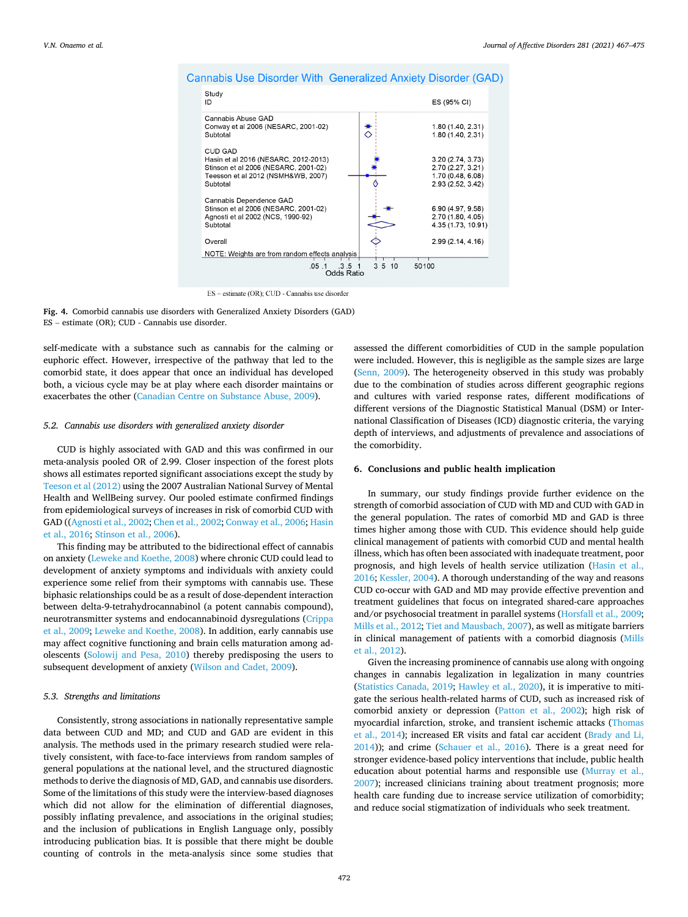**Cannabis Use Disorder With Generalized Anxiety Disorder (GAD)**

| Study ID | ES (95% CI) |
|---|---|
| **Cannabis Abuse GAD** | |
| Conway et al 2006 (NESARC, 2001-02) | 1.80 (1.40, 2.31) |
| Subtotal | 1.80 (1.40, 2.31) |
| **CUD GAD** | |
| Hasin et al 2016 (NESARC, 2012-2013) | 3.20 (2.74, 3.73) |
| Stinson et al 2006 (NESARC, 2001-02) | 2.70 (2.27, 3.21) |
| Teesson et al 2012 (NSMH&WB, 2007) | 1.70 (0.48, 6.08) |
| Subtotal | 2.93 (2.52, 3.42) |
| **Cannabis Dependence GAD** | |
| Stinson et al 2006 (NESARC, 2001-02) | 6.90 (4.97, 9.58) |
| Agnosti et al 2002 (NCS, 1990-92) | 2.70 (1.80, 4.05) |
| Subtotal | 4.35 (1.73, 10.91) |
| Overall | 2.99 (2.14, 4.16) |

NOTE: Weights are from random effects analysis

Odds Ratio

ES – estimate (OR); CUD - Cannabis use disorder

**Fig. 4.** Comorbid cannabis use disorders with Generalized Anxiety Disorders (GAD)
ES – estimate (OR); CUD - Cannabis use disorder.

self-medicate with a substance such as cannabis for the calming or euphoric effect. However, irrespective of the pathway that led to the comorbid state, it does appear that once an individual has developed both, a vicious cycle may be at play where each disorder maintains or exacerbates the other (Canadian Centre on Substance Abuse, 2009).

### 5.2. Cannabis use disorders with generalized anxiety disorder

CUD is highly associated with GAD and this was confirmed in our meta-analysis pooled OR of 2.99. Closer inspection of the forest plots shows all estimates reported significant associations except the study by Teeson et al (2012) using the 2007 Australian National Survey of Mental Health and WellBeing survey. Our pooled estimate confirmed findings from epidemiological surveys of increases in risk of comorbid CUD with GAD ((Agnosti et al., 2002; Chen et al., 2002; Conway et al., 2006; Hasin et al., 2016; Stinson et al., 2006).

This finding may be attributed to the bidirectional effect of cannabis on anxiety (Leweke and Koethe, 2008) where chronic CUD could lead to development of anxiety symptoms and individuals with anxiety could experience some relief from their symptoms with cannabis use. These biphasic relationships could be as a result of dose-dependent interaction between delta-9-tetrahydrocannabinol (a potent cannabis compound), neurotransmitter systems and endocannabinoid dysregulations (Crippa et al., 2009; Leweke and Koethe, 2008). In addition, early cannabis use may affect cognitive functioning and brain cells maturation among adolescents (Solowij and Pesa, 2010) thereby predisposing the users to subsequent development of anxiety (Wilson and Cadet, 2009).

### 5.3. Strengths and limitations

Consistently, strong associations in nationally representative sample data between CUD and MD; and CUD and GAD are evident in this analysis. The methods used in the primary research studied were relatively consistent, with face-to-face interviews from random samples of general populations at the national level, and the structured diagnostic methods to derive the diagnosis of MD, GAD, and cannabis use disorders. Some of the limitations of this study were the interview-based diagnoses which did not allow for the elimination of differential diagnoses, possibly inflating prevalence, and associations in the original studies; and the inclusion of publications in English Language only, possibly introducing publication bias. It is possible that there might be double counting of controls in the meta-analysis since some studies that assessed the different comorbidities of CUD in the sample population were included. However, this is negligible as the sample sizes are large (Senn, 2009). The heterogeneity observed in this study was probably due to the combination of studies across different geographic regions and cultures with varied response rates, different modifications of different versions of the Diagnostic Statistical Manual (DSM) or International Classification of Diseases (ICD) diagnostic criteria, the varying depth of interviews, and adjustments of prevalence and associations of the comorbidity.

## 6. Conclusions and public health implication

In summary, our study findings provide further evidence on the strength of comorbid association of CUD with MD and CUD with GAD in the general population. The rates of comorbid MD and GAD is three times higher among those with CUD. This evidence should help guide clinical management of patients with comorbid CUD and mental health illness, which has often been associated with inadequate treatment, poor prognosis, and high levels of health service utilization (Hasin et al., 2016; Kessler, 2004). A thorough understanding of the way and reasons CUD co-occur with GAD and MD may provide effective prevention and treatment guidelines that focus on integrated shared-care approaches and/or psychosocial treatment in parallel systems (Horsfall et al., 2009; Mills et al., 2012; Tiet and Mausbach, 2007), as well as mitigate barriers in clinical management of patients with a comorbid diagnosis (Mills et al., 2012).

Given the increasing prominence of cannabis use along with ongoing changes in cannabis legalization in legalization in many countries (Statistics Canada, 2019; Hawley et al., 2020), it is imperative to mitigate the serious health-related harms of CUD, such as increased risk of comorbid anxiety or depression (Patton et al., 2002); high risk of myocardial infarction, stroke, and transient ischemic attacks (Thomas et al., 2014); increased ER visits and fatal car accident (Brady and Li, 2014)); and crime (Schauer et al., 2016). There is a great need for stronger evidence-based policy interventions that include, public health education about potential harms and responsible use (Murray et al., 2007); increased clinicians training about treatment prognosis; more health care funding due to increase service utilization of comorbidity; and reduce social stigmatization of individuals who seek treatment.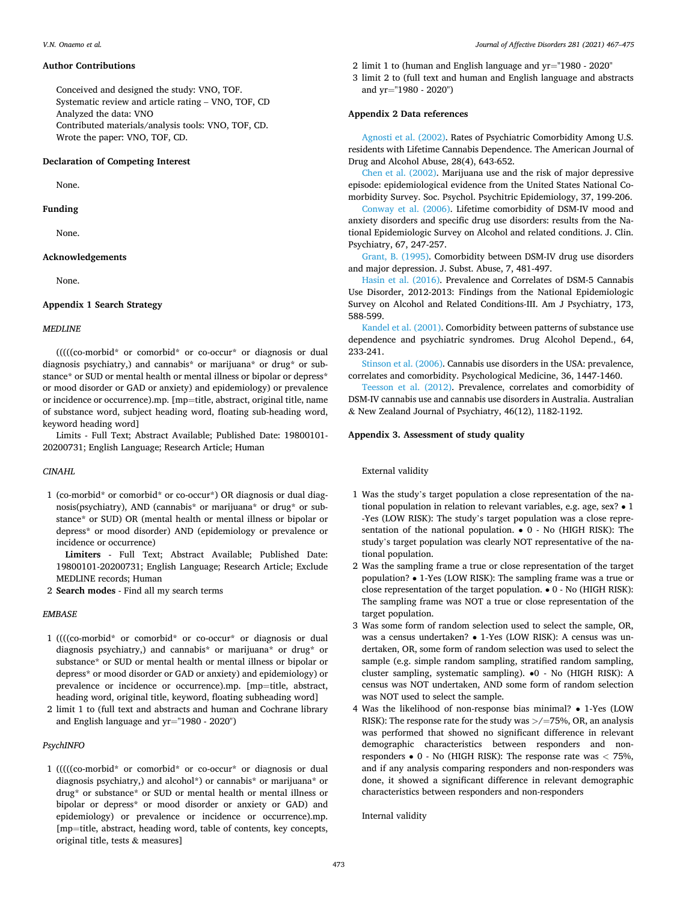### Author Contributions

Conceived and designed the study: VNO, TOF.
Systematic review and article rating – VNO, TOF, CD
Analyzed the data: VNO
Contributed materials/analysis tools: VNO, TOF, CD.
Wrote the paper: VNO, TOF, CD.

### Declaration of Competing Interest

None.

### Funding

None.

### Acknowledgements

None.

### Appendix 1 Search Strategy

*MEDLINE*

(((((co-morbid* or comorbid* or co-occur* or diagnosis or dual diagnosis psychiatry,) and cannabis* or marijuana* or drug* or substance* or SUD or mental health or mental illness or bipolar or depress* or mood disorder or GAD or anxiety) and epidemiology) or prevalence or incidence or occurrence).mp. [mp=title, abstract, original title, name of substance word, subject heading word, floating sub-heading word, keyword heading word]

Limits - Full Text; Abstract Available; Published Date: 19800101-20200731; English Language; Research Article; Human

*CINAHL*

1. (co-morbid* or comorbid* or co-occur*) OR diagnosis or dual diagnosis(psychiatry), AND (cannabis* or marijuana* or drug* or substance* or SUD) OR (mental health or mental illness or bipolar or depress* or mood disorder) AND (epidemiology or prevalence or incidence or occurrence)
   **Limiters** - Full Text; Abstract Available; Published Date: 19800101-20200731; English Language; Research Article; Exclude MEDLINE records; Human
2. **Search modes** - Find all my search terms

*EMBASE*

1. ((((co-morbid* or comorbid* or co-occur* or diagnosis or dual diagnosis psychiatry,) and cannabis* or marijuana* or drug* or substance* or SUD or mental health or mental illness or bipolar or depress* or mood disorder or GAD or anxiety) and epidemiology) or prevalence or incidence or occurrence).mp. [mp=title, abstract, heading word, original title, keyword, floating subheading word]
2. limit 1 to (full text and abstracts and human and Cochrane library and English language and yr="1980 - 2020")

*PsychINFO*

1. (((((co-morbid* or comorbid* or co-occur* or diagnosis or dual diagnosis psychiatry,) and alcohol*) or cannabis* or marijuana* or drug* or substance* or SUD or mental health or mental illness or bipolar or depress* or mood disorder or anxiety or GAD) and epidemiology) or prevalence or incidence or occurrence).mp. [mp=title, abstract, heading word, table of contents, key concepts, original title, tests & measures]
2. limit 1 to (human and English language and yr="1980 - 2020"
3. limit 2 to (full text and human and English language and abstracts and yr="1980 - 2020")

### Appendix 2 Data references

Agnosti et al. (2002). Rates of Psychiatric Comorbidity Among U.S. residents with Lifetime Cannabis Dependence. The American Journal of Drug and Alcohol Abuse, 28(4), 643-652.

Chen et al. (2002). Marijuana use and the risk of major depressive episode: epidemiological evidence from the United States National Comorbidity Survey. Soc. Psychol. Psychitric Epidemiology, 37, 199-206.

Conway et al. (2006). Lifetime comorbidity of DSM-IV mood and anxiety disorders and specific drug use disorders: results from the National Epidemiologic Survey on Alcohol and related conditions. J. Clin. Psychiatry, 67, 247-257.

Grant, B. (1995). Comorbidity between DSM-IV drug use disorders and major depression. J. Subst. Abuse, 7, 481-497.

Hasin et al. (2016). Prevalence and Correlates of DSM-5 Cannabis Use Disorder, 2012-2013: Findings from the National Epidemiologic Survey on Alcohol and Related Conditions-III. Am J Psychiatry, 173, 588-599.

Kandel et al. (2001). Comorbidity between patterns of substance use dependence and psychiatric syndromes. Drug Alcohol Depend., 64, 233-241.

Stinson et al. (2006). Cannabis use disorders in the USA: prevalence, correlates and comorbidity. Psychological Medicine, 36, 1447-1460.

Teesson et al. (2012). Prevalence, correlates and comorbidity of DSM-IV cannabis use and cannabis use disorders in Australia. Australian & New Zealand Journal of Psychiatry, 46(12), 1182-1192.

### Appendix 3. Assessment of study quality

External validity

1. Was the study's target population a close representation of the national population in relation to relevant variables, e.g. age, sex? • 1 -Yes (LOW RISK): The study's target population was a close representation of the national population. • 0 - No (HIGH RISK): The study's target population was clearly NOT representative of the national population.
2. Was the sampling frame a true or close representation of the target population? • 1-Yes (LOW RISK): The sampling frame was a true or close representation of the target population. • 0 - No (HIGH RISK): The sampling frame was NOT a true or close representation of the target population.
3. Was some form of random selection used to select the sample, OR, was a census undertaken? • 1-Yes (LOW RISK): A census was undertaken, OR, some form of random selection was used to select the sample (e.g. simple random sampling, stratified random sampling, cluster sampling, systematic sampling). •0 - No (HIGH RISK): A census was NOT undertaken, AND some form of random selection was NOT used to select the sample.
4. Was the likelihood of non-response bias minimal? • 1-Yes (LOW RISK): The response rate for the study was >/=75%, OR, an analysis was performed that showed no significant difference in relevant demographic characteristics between responders and non-responders • 0 - No (HIGH RISK): The response rate was < 75%, and if any analysis comparing responders and non-responders was done, it showed a significant difference in relevant demographic characteristics between responders and non-responders

Internal validity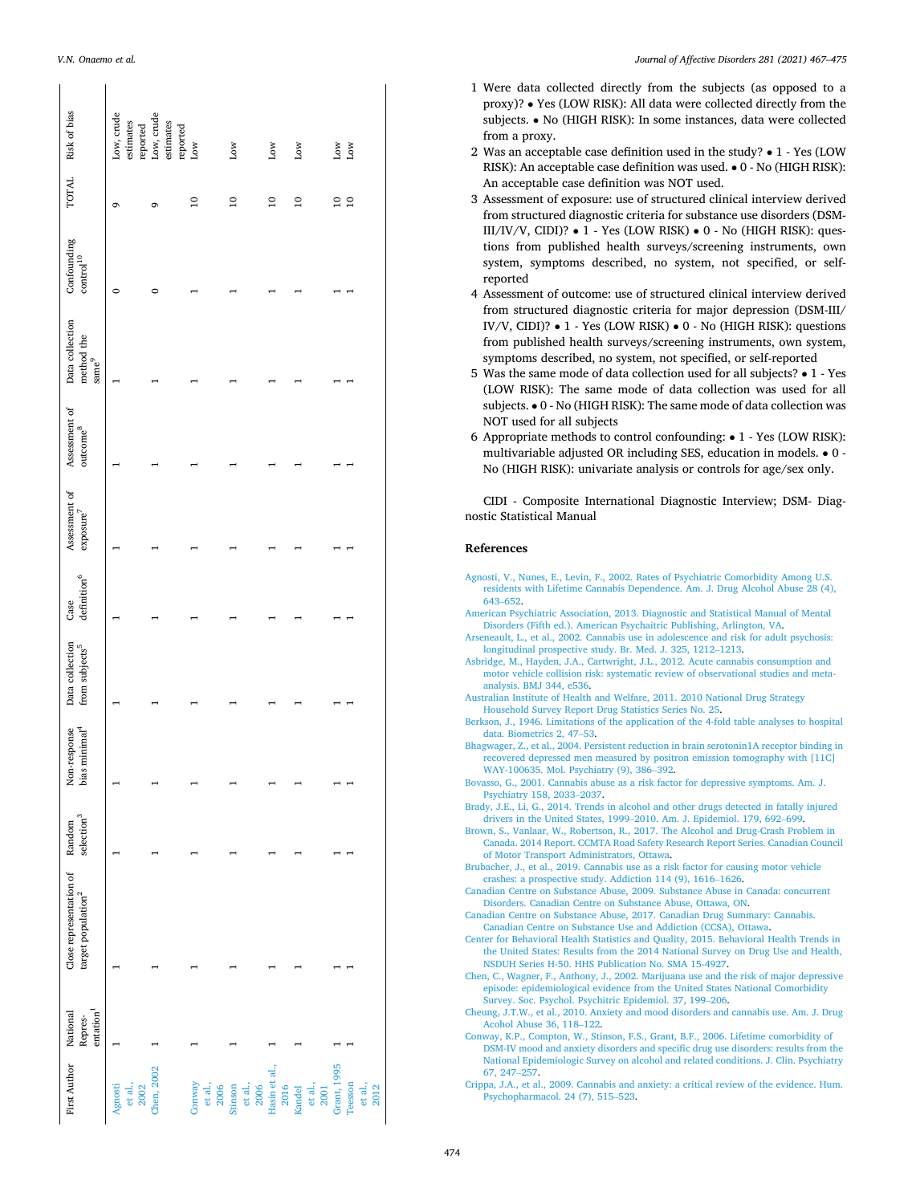| First Author | National Repres-entation[1] | Close representation of target population[2] | Random selection[3] | Non-response bias minimal[4] | Data collection from subjects[5] | Case definition[6] | Assessment of exposure[7] | Assessment of outcome[8] | Data collection method the same[9] | Confounding control[10] | TOTAL | Risk of bias |
|---|---|---|---|---|---|---|---|---|---|---|---|---|
| Agnosti et al., 2002 | 1 | 1 | 1 | 1 | 1 | 1 | 1 | 1 | 1 | 0 | 9 | Low, crude estimates reported |
| Chen, 2002 | 1 | 1 | 1 | 1 | 1 | 1 | 1 | 1 | 1 | 0 | 9 | Low, crude estimates reported |
| Conway et al., 2006 | 1 | 1 | 1 | 1 | 1 | 1 | 1 | 1 | 1 | 1 | 10 | Low |
| Stinson et al., 2006 | 1 | 1 | 1 | 1 | 1 | 1 | 1 | 1 | 1 | 1 | 10 | Low |
| Hasin et al., 2016 | 1 | 1 | 1 | 1 | 1 | 1 | 1 | 1 | 1 | 1 | 10 | Low |
| Kandel et al., 2001 | 1 | 1 | 1 | 1 | 1 | 1 | 1 | 1 | 1 | 1 | 10 | Low |
| Grant, 1995 | 1 | 1 | 1 | 1 | 1 | 1 | 1 | 1 | 1 | 1 | 10 | Low |
| Teesson et al., 2012 | 1 | 1 | 1 | 1 | 1 | 1 | 1 | 1 | 1 | 1 | 10 | Low |

1 Were data collected directly from the subjects (as opposed to a proxy)? • Yes (LOW RISK): All data were collected directly from the subjects. • No (HIGH RISK): In some instances, data were collected from a proxy.

2 Was an acceptable case definition used in the study? • 1 - Yes (LOW RISK): An acceptable case definition was used. • 0 - No (HIGH RISK): An acceptable case definition was NOT used.

3 Assessment of exposure: use of structured clinical interview derived from structured diagnostic criteria for substance use disorders (DSM-III/IV/V, CIDI)? • 1 - Yes (LOW RISK) • 0 - No (HIGH RISK): questions from published health surveys/screening instruments, own system, symptoms described, no system, not specified, or self-reported

4 Assessment of outcome: use of structured clinical interview derived from structured diagnostic criteria for major depression (DSM-III/IV/V, CIDI)? • 1 - Yes (LOW RISK) • 0 - No (HIGH RISK): questions from published health surveys/screening instruments, own system, symptoms described, no system, not specified, or self-reported

5 Was the same mode of data collection used for all subjects? • 1 - Yes (LOW RISK): The same mode of data collection was used for all subjects. • 0 - No (HIGH RISK): The same mode of data collection was NOT used for all subjects

6 Appropriate methods to control confounding: • 1 - Yes (LOW RISK): multivariable adjusted OR including SES, education in models. • 0 - No (HIGH RISK): univariate analysis or controls for age/sex only.

CIDI - Composite International Diagnostic Interview; DSM- Diagnostic Statistical Manual

## References

Agnosti, V., Nunes, E., Levin, F., 2002. Rates of Psychiatric Comorbidity Among U.S. residents with Lifetime Cannabis Dependence. Am. J. Drug Alcohol Abuse 28 (4), 643–652.

American Psychiatric Association, 2013. Diagnostic and Statistical Manual of Mental Disorders (Fifth ed.). American Psychaitric Publishing, Arlington, VA.

Arseneault, L., et al., 2002. Cannabis use in adolescence and risk for adult psychosis: longitudinal prospective study. Br. Med. J. 325, 1212–1213.

Asbridge, M., Hayden, J.A., Cartwright, J.L., 2012. Acute cannabis consumption and motor vehicle collision risk: systematic review of observational studies and meta-analysis. BMJ 344, e536.

Australian Institute of Health and Welfare, 2011. 2010 National Drug Strategy Household Survey Report Drug Statistics Series No. 25.

Berkson, J., 1946. Limitations of the application of the 4-fold table analyses to hospital data. Biometrics 2, 47–53.

Bhagwager, Z., et al., 2004. Persistent reduction in brain serotonin1A receptor binding in recovered depressed men measured by positron emission tomography with [11C] WAY-100635. Mol. Psychiatry (9), 386–392.

Bovasso, G., 2001. Cannabis abuse as a risk factor for depressive symptoms. Am. J. Psychiatry 158, 2033–2037.

Brady, J.E., Li, G., 2014. Trends in alcohol and other drugs detected in fatally injured drivers in the United States, 1999–2010. Am. J. Epidemiol. 179, 692–699.

Brown, S., Vanlaar, W., Robertson, R., 2017. The Alcohol and Drug-Crash Problem in Canada. 2014 Report. CCMTA Road Safety Research Report Series. Canadian Council of Motor Transport Administrators, Ottawa.

Brubacher, J., et al., 2019. Cannabis use as a risk factor for causing motor vehicle crashes: a prospective study. Addiction 114 (9), 1616–1626.

Canadian Centre on Substance Abuse, 2009. Substance Abuse in Canada: concurrent Disorders. Canadian Centre on Substance Abuse, Ottawa, ON.

Canadian Centre on Substance Abuse, 2017. Canadian Drug Summary: Cannabis. Canadian Centre on Substance Use and Addiction (CCSA), Ottawa.

Center for Behavioral Health Statistics and Quality, 2015. Behavioral Health Trends in the United States: Results from the 2014 National Survey on Drug Use and Health, NSDUH Series H-50. HHS Publication No. SMA 15-4927.

Chen, C., Wagner, F., Anthony, J., 2002. Marijuana use and the risk of major depressive episode: epidemiological evidence from the United States National Comorbidity Survey. Soc. Psychol. Psychitric Epidemiol. 37, 199–206.

Cheung, J.T.W., et al., 2010. Anxiety and mood disorders and cannabis use. Am. J. Drug Acohol Abuse 36, 118–122.

Conway, K.P., Compton, W., Stinson, F.S., Grant, B.F., 2006. Lifetime comorbidity of DSM-IV mood and anxiety disorders and specific drug use disorders: results from the National Epidemiologic Survey on alcohol and related conditions. J. Clin. Psychiatry 67, 247–257.

Crippa, J.A., et al., 2009. Cannabis and anxiety: a critical review of the evidence. Hum. Psychopharmacol. 24 (7), 515–523.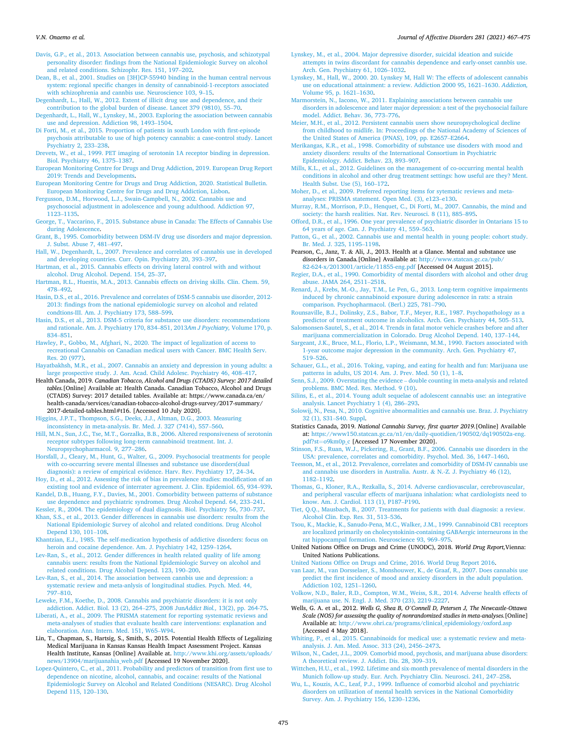Davis, G.P., et al., 2013. Association between cannabis use, psychosis, and schizotypal personality disorder: findings from the National Epidemiologic Survey on alcohol and related conditions. Schizophr. Res. 151, 197–202.

Dean, B., et al., 2001. Studies on [3H]CP-55940 binding in the human central nervous system: regional specific changes in density of cannabinoid-1-receptors associated with schizophrenia and cannbis use. Neuroscience 103, 9–15.

Degenhardt, L., Hall, W., 2012. Extent of illicit drug use and dependence, and their contribution to the global burden of disease. Lancet 379 (9810), 55–70.

Degenhardt, L., Hall, W., Lynskey, M., 2003. Exploring the association between cannabis use and depression. Addiction 98, 1493–1504.

Di Forti, M., et al., 2015. Proportion of patients in south London with first-episode psychosis attributable to use of high potency cannabis: a case-control study. Lancet Psychiatry 2, 233–238.

Drevets, W., et al., 1999. PET imaging of serotonin 1A receptor binding in depression. Biol. Psychiatry 46, 1375–1387.

European Monitoring Centre for Drugs and Drug Addiction, 2019. European Drug Report 2019: Trends and Developments.

European Monitoring Centre for Drugs and Drug Addiction, 2020. Statistical Bulletin. European Monitoring Centre for Drugs and Drug Addiction, Lisbon.

Fergusson, D.M., Horwood, L.J., Swain-Campbell, N., 2002. Cannabis use and psychosocial adjustment in adolescence and young adulthood. Addiction 97, 1123–1135.

George, T., Vaccarino, F., 2015. Substance abuse in Canada: The Effects of Cannabis Use during Adolescence.

Grant, B., 1995. Comorbidity between DSM-IV drug use disorders and major depression. J. Subst. Abuse 7, 481–497.

Hall, W., Degenhardt, L., 2007. Prevalence and correlates of cannabis use in developed and developing countries. Curr. Opin. Psychiatry 20, 393–397.

Hartman, et al., 2015. Cannabis effects on driving lateral control with and without alcohol. Drug Alcohol. Depend. 154, 25–37.

Hartman, R.L., Huestis, M.A., 2013. Cannabis effects on driving skills. Clin. Chem. 59, 478–492.

Hasin, D.S., et al., 2016. Prevalence and correlates of DSM-5 cannabis use disorder, 2012-2013: findings from the national epidemiologic survey on alcohol and related condtions-III. Am. J. Psychiatry 173, 588–599.

Hasin, D.S., et al., 2013. DSM-5 criteria for substance use disorders: recommendations and rationale. Am. J. Psychiatry 170, 834–851, 2013*Am J Psychiatry*, Volume 170, p. 834–851.

Hawley, P., Gobbo, M., Afghari, N., 2020. The impact of legalization of access to recreational Cannabis on Canadian medical users with Cancer. BMC Health Serv. Res. 20 (977).

Hayatbakhsh, M.R., et al., 2007. Cannabis an anxiety and depression in young adults: a large prospective study. J. Am. Acad. Child Adolesc. Psychiatry 46, 408–417.

Health Canada, 2019. *Canadian Tobacco, Alcohol and Drugs (CTADS) Survey: 2017 detailed tables.*[Online] Available at: Health Canada. Canadian Tobacco, Alcohol and Drugs (CTADS) Survey: 2017 detailed tables. Available at: https://www.canada.ca/en/health-canada/services/canadian-tobacco-alcohol-drugs-survey/2017-summary/2017-detailed-tables.html#t16. [Accessed 10 July 2020].

Higgins, J.P.T., Thompson, S.G., Deeks, J.J., Altman, D.G., 2003. Measuring inconsistency in meta-analysis. Br. Med. J. 327 (7414), 557–560.

Hill, M.N., Sun, J.C., Tse, M.T., Gorzalka, B.B., 2006. Altered responsiveness of serotonin receptor subtypes following long-term cannabinoid treatment. Int. J. Neuropsychopharmacol. 9, 277–286.

Horsfall, J., Cleary, M., Hunt, G., Walter, G., 2009. Psychosocial treatments for people with co-occurring severe mental illnesses and substance use disorders(dual diagnosis): a review of empirical evidence. Harv. Rev. Psychiatry 17, 24–34.

Hoy, D., et al., 2012. Assessing the risk of bias in prevalence studies: modification of an existing tool and evidence of interrater agreement. J. Clin. Epidemiol. 65, 934–939.

Kandel, D.B., Huang, F.Y., Davies, M., 2001. Comorbidity between patterns of substance use dependence and psychiatric syndromes. Drug Alcohol Depend. 64, 233–241.

Kessler, R., 2004. The epidemiology of dual diagnosis. Biol. Psychiatry 56, 730–737.

Khan, S.S., et al., 2013. Gender differences in cannabis use disorders: results from the National Epidemiologic Survey of alcohol and related conditions. Drug Alcohol Depend 130, 101–108.

Khantzian, E.J., 1985. The self-medication hypothesis of addictive disorders: focus on heroin and cocaine dependence. Am. J. Psychiatry 142, 1259–1264.

Lev-Ran, S., et al., 2012. Gender differences in health related quality of life among cannabis users: results from the National Epidemiologic Survey on alcohol and related conditions. Drug Alcohol Depend. 123, 190–200.

Lev-Ran, S., et al., 2014. The association between cannbis use and depression: a systematic review and meta-anlysis of longitudinal studies. Psych. Med. 44, 797–810.

Leweke, F.M., Koethe, D., 2008. Cannabis and psychiatric disorders: it is not only addiction. Addict. Biol. 13 (2), 264–275, 2008 Jun*Addict Biol.*, 13(2), pp. 264-75.

Liberati, A., et al., 2009. The PRISMA statement for reporting systematic reviews and meta-analyses of studies that evaluate health care interventions: explanation and elaboration. Ann. Intern. Med. 151, W65–W94.

Lin, T., Chapman, S., Hartsig, S., Smith, S., 2015. Potential Health Effects of Legalizing Medical Marijuana in Kansas Kansas Health Impact Assessment Project. Kansas Health Institute, Kansas [Online] Available at. http://www.khi.org/assets/uploads/news/13904/marijuanahia_web.pdf [Accessed 19 November 2020].

Lopez-Quintero, C., et al., 2011. Probability and predictors of transition from first use to dependence on nicotine, alcohol, cannabis, and cocaine: results of the National Epidemiologic Survey on Alcohol and Related Conditions (NESARC). Drug Alcohol Depend 115, 120–130.

Lynskey, M., et al., 2004. Major depressive disorder, suicidal ideation and suicide attempts in twins discordant for cannabis dependence and early-onset cannabis use. Arch. Gen. Psychiatry 61, 1026–1032.

Lynskey, M., Hall, W., 2000. 20. Lynskey M, Hall W: The effects of adolescent cannabis use on educational attainment: a review. Addiction 2000 95, 1621–1630. *Addiction,* Volume 95, p. 1621–1630.

Marmorstein, N., Iacono, W., 2011. Explaining associations between cannabis use disorders in adolescence and later major depression: a test of the psychosocial failure model. Addict. Behav. 36, 773–776.

Meier, M.H., et al., 2012. Persistent cannabis users show neuropsychological decline from childhood to midlife. In: Proceedings of the National Academy of Sciences of the United States of America (PNAS), 109, pp. E2657–E2664.

Merikangas, K.R., et al., 1998. Comorbidity of substance use disoders with mood and anxiety disorders: results of the International Consortium in Psychiatric Epidemiology. Addict. Behav. 23, 893–907.

Mills, K.L., et al., 2012. Guidelines on the management of co-occurring mental health conditions in alcohol and other drug treatment settings: how useful are they? Ment. Health Subst. Use (5), 160–172.

Moher, D., et al., 2009. Preferred reporting items for sytematic reviews and meta-analyses: PRISMA statement. Open Med. (3), e123–e130.

Murray, R.M., Morrison, P.D., Henquet, C., Di Forti, M., 2007. Cannabis, the mind and society: the harsh realities. Nat. Rev. Neurosci. 8 (11), 885–895.

Offord, D.R., et al., 1996. One year prevalence of psychiatric disorder in Ontarians 15 to 64 years of age. Can. J. Psychiatry 41, 559–563.

Patton, G., et al., 2002. Cannabis use and mental health in young people: cohort study. Br. Med. J. 325, 1195–1198.

Pearson, C., Janz, T. & Ali, J., 2013. Health at a Glance. Mental and substance use disorders in Canada.[Online] Available at: http://www.statcan.gc.ca/pub/82-624-x/2013001/article/11855-eng.pdf [Accessed 04 August 2015].

Regier, D.A., et al., 1990. Comorbidity of mental disorders with alcohol and other drug abuse. JAMA 264, 2511–2518.

Renard, J., Krebs, M.-O., Jay, T.M., Le Pen, G., 2013. Long-term cognitive impairments induced by chronic cannabinoid exposure during adolescence in rats: a strain comparison. Psychopharmacol. (Berl.) 225, 781–790.

Rounsaville, B.J., Dolinsky, Z.S., Babor, T.F., Meyer, R.E., 1987. Psychopathology as a predictor of treatment outcome in alcoholics. Arch. Gen. Psychiatry 44, 505–513.

Salomonsen-Sautel, S., et al., 2014. Trends in fatal motor vehicle crashes before and after marijuana commercialization in Colorado. Drug Alcohol Depend. 140, 137–144.

Sargeant, J.K., Bruce, M.L., Florio, L.P., Weismann, M.M., 1990. Factors associated with 1-year outcome major depression in the community. Arch. Gen. Psychiatry 47, 519–526.

Schauer, G.L., et al., 2016. Toking, vaping, and eating for health and fun: Marijuana use patterns in adults, US 2014. Am. J. Prev. Med. 50 (1), 1–8.

Senn, S.J., 2009. Overstating the evidence – double counting in meta-analysis and related problems. BMC Med. Res. Method. 9 (10).

Silins, E., et al., 2014. Young adult sequelae of adolescent cannabis use: an integrative analysis. Lancet Psychiatry 1 (4), 286–293.

Solowij, N., Pesa, N., 2010. Cognitive abnormalities and cannabis use. Braz. J. Psychiatry 32 (1), S31–S40. Suppl.

Statistics Canada, 2019. *National Cannabis Survey, first quarter 2019.*[Online] Available at: https://www150.statcan.gc.ca/n1/en/daily-quotidien/190502/dq190502a-eng.pdf?st=o9km0p_c [Accessed 17 November 2020].

Stinson, F.S., Ruan, W.J., Pickering, R., Grant, B.F., 2006. Cannabis use disorders in the USA: prevalence, correlates and comorbidity. Psychol. Med. 36, 1447–1460.

Teesson, M., et al., 2012. Prevalence, correlates and comorbidity of DSM-IV cannabis use and cannabis use disorders in Australia. Austr. & N.-Z. J. Psychiatry 46 (12), 1182–1192.

Thomas, G., Kloner, R.A., Rezkalla, S., 2014. Adverse cardiovascular, cerebrovascular, and peripheral vascular effects of marijuana inhalation: what cardiologists need to know. Am. J. Cardiol. 113 (1), P187–P190.

Tiet, Q.Q., Mausbach, B., 2007. Treatments for patients with dual diagnosis: a review. Alcohol Clin. Exp. Res. 31, 513–536.

Tsou, K., Mackie, K., Sanudo-Pena, M.C., Walker, J.M., 1999. Cannabinoid CB1 receptors are localized primarily on cholecystokinin-containing GABAergic interneurons in the rat hippocampal formation. Neuroscience 93, 969–975.

United Nations Office on Drugs and Crime (UNODC), 2018. *World Drug Report,*Vienna: United Nations Publications.

United Nations Office on Drugs and Crime, 2016. World Drug Report 2016.

van Laar, M., van Dorsselaer, S., Monshouwer, K., de Graaf, R., 2007. Does cannabis use predict the first incidence of mood and anxiety disorders in the adult population. Addiction 102, 1251–1260.

Volkow, N.D., Baler, R.D., Compton, W.M., Weiss, S.R., 2014. Adverse health effects of marijuana use. N. Engl. J. Med. 370 (23), 2219–2227.

Wells, G. A. et al., 2012. *Wells G, Shea B, O'Connell D, Petersen J, The Newcastle-Ottawa Scale (NOS) for assessing the quality of nonrandomized studies in meta-analyses.*[Online] Available at: http://www.ohri.ca/programs/clinical_epidemiology/oxford.asp [Accessed 4 May 2018].

Whiting, P., et al., 2015. Cannabinoids for medical use: a systematic review and meta-analysis. J. Am. Med. Assoc. 313 (24), 2456–2473.

Wilson, N., Cadet, J.L., 2009. Comorbid mood, psychosis, and marijuana abuse disorders: A theoretical review. J. Addict. Dis. 28, 309–319.

Wittchen, H.U., et al., 1992. Lifetime and six-month prevalence of mental disorders in the Munich follow-up study. Eur. Arch. Psychiatry Clin. Neurosci. 241, 247–258.

Wu, L., Kouzis, A.C., Leaf, P.J., 1999. Influence of comorbid alcohol and psychiatric disorders on utilization of mental health services in the National Comorbidity Survey. Am. J. Psychiatry 156, 1230–1236.